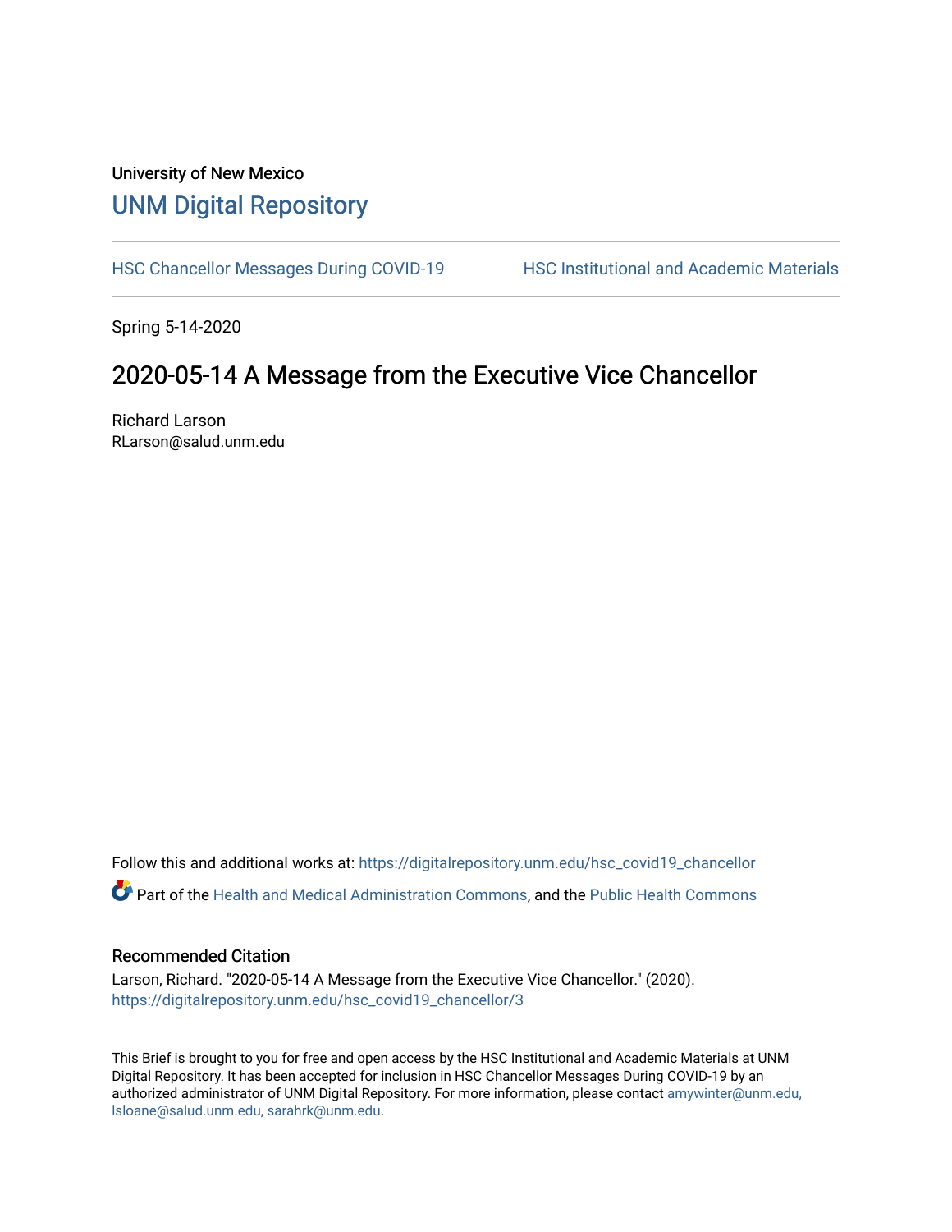University of New Mexico

# UNM Digital Repository

HSC Chancellor Messages During COVID-19 | HSC Institutional and Academic Materials

Spring 5-14-2020

## 2020-05-14 A Message from the Executive Vice Chancellor

Richard Larson
RLarson@salud.unm.edu

Follow this and additional works at: https://digitalrepository.unm.edu/hsc_covid19_chancellor

Part of the Health and Medical Administration Commons, and the Public Health Commons

### Recommended Citation

Larson, Richard. "2020-05-14 A Message from the Executive Vice Chancellor." (2020). https://digitalrepository.unm.edu/hsc_covid19_chancellor/3

This Brief is brought to you for free and open access by the HSC Institutional and Academic Materials at UNM Digital Repository. It has been accepted for inclusion in HSC Chancellor Messages During COVID-19 by an authorized administrator of UNM Digital Repository. For more information, please contact amywinter@unm.edu, lsloane@salud.unm.edu, sarahrk@unm.edu.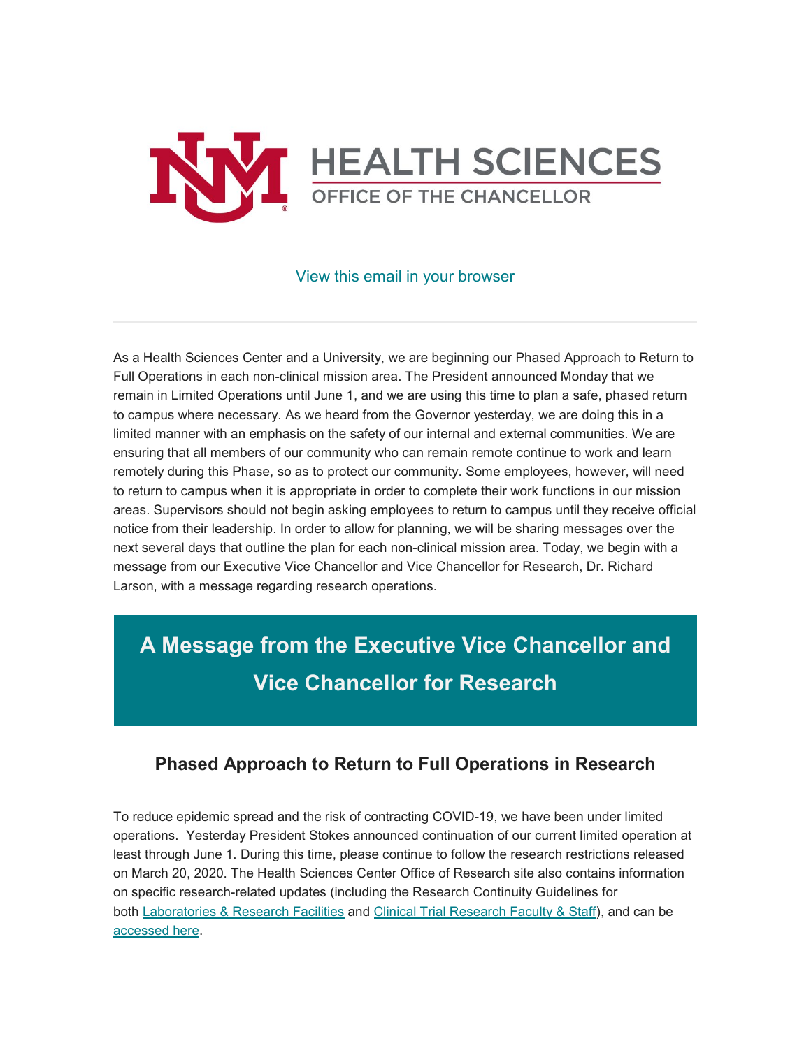HEALTH SCIENCES
OFFICE OF THE CHANCELLOR

[View this email in your browser]

---

As a Health Sciences Center and a University, we are beginning our Phased Approach to Return to Full Operations in each non-clinical mission area. The President announced Monday that we remain in Limited Operations until June 1, and we are using this time to plan a safe, phased return to campus where necessary. As we heard from the Governor yesterday, we are doing this in a limited manner with an emphasis on the safety of our internal and external communities. We are ensuring that all members of our community who can remain remote continue to work and learn remotely during this Phase, so as to protect our community. Some employees, however, will need to return to campus when it is appropriate in order to complete their work functions in our mission areas. Supervisors should not begin asking employees to return to campus until they receive official notice from their leadership. In order to allow for planning, we will be sharing messages over the next several days that outline the plan for each non-clinical mission area. Today, we begin with a message from our Executive Vice Chancellor and Vice Chancellor for Research, Dr. Richard Larson, with a message regarding research operations.

# A Message from the Executive Vice Chancellor and Vice Chancellor for Research

## Phased Approach to Return to Full Operations in Research

To reduce epidemic spread and the risk of contracting COVID-19, we have been under limited operations. Yesterday President Stokes announced continuation of our current limited operation at least through June 1. During this time, please continue to follow the research restrictions released on March 20, 2020. The Health Sciences Center Office of Research site also contains information on specific research-related updates (including the Research Continuity Guidelines for both Laboratories & Research Facilities and Clinical Trial Research Faculty & Staff), and can be accessed here.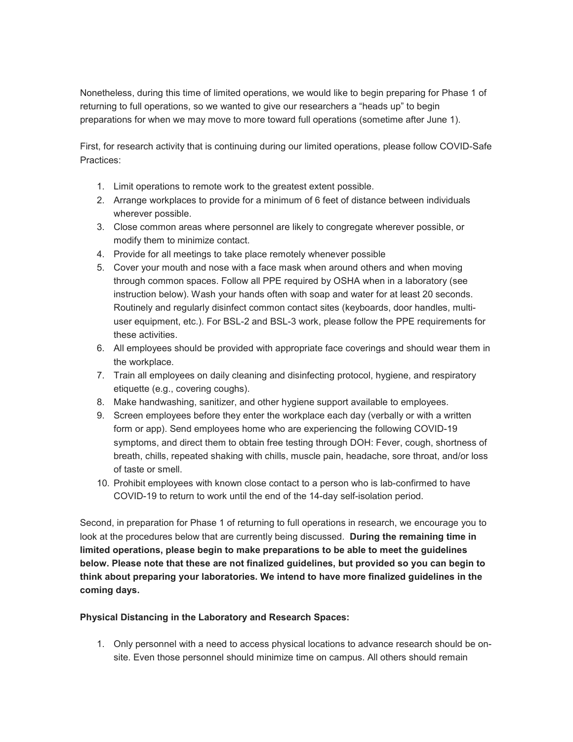Nonetheless, during this time of limited operations, we would like to begin preparing for Phase 1 of returning to full operations, so we wanted to give our researchers a "heads up" to begin preparations for when we may move to more toward full operations (sometime after June 1).

First, for research activity that is continuing during our limited operations, please follow COVID-Safe Practices:

1. Limit operations to remote work to the greatest extent possible.
2. Arrange workplaces to provide for a minimum of 6 feet of distance between individuals wherever possible.
3. Close common areas where personnel are likely to congregate wherever possible, or modify them to minimize contact.
4. Provide for all meetings to take place remotely whenever possible
5. Cover your mouth and nose with a face mask when around others and when moving through common spaces. Follow all PPE required by OSHA when in a laboratory (see instruction below). Wash your hands often with soap and water for at least 20 seconds. Routinely and regularly disinfect common contact sites (keyboards, door handles, multi-user equipment, etc.). For BSL-2 and BSL-3 work, please follow the PPE requirements for these activities.
6. All employees should be provided with appropriate face coverings and should wear them in the workplace.
7. Train all employees on daily cleaning and disinfecting protocol, hygiene, and respiratory etiquette (e.g., covering coughs).
8. Make handwashing, sanitizer, and other hygiene support available to employees.
9. Screen employees before they enter the workplace each day (verbally or with a written form or app). Send employees home who are experiencing the following COVID-19 symptoms, and direct them to obtain free testing through DOH: Fever, cough, shortness of breath, chills, repeated shaking with chills, muscle pain, headache, sore throat, and/or loss of taste or smell.
10. Prohibit employees with known close contact to a person who is lab-confirmed to have COVID-19 to return to work until the end of the 14-day self-isolation period.

Second, in preparation for Phase 1 of returning to full operations in research, we encourage you to look at the procedures below that are currently being discussed. **During the remaining time in limited operations, please begin to make preparations to be able to meet the guidelines below. Please note that these are not finalized guidelines, but provided so you can begin to think about preparing your laboratories. We intend to have more finalized guidelines in the coming days.**

**Physical Distancing in the Laboratory and Research Spaces:**

1. Only personnel with a need to access physical locations to advance research should be on-site. Even those personnel should minimize time on campus. All others should remain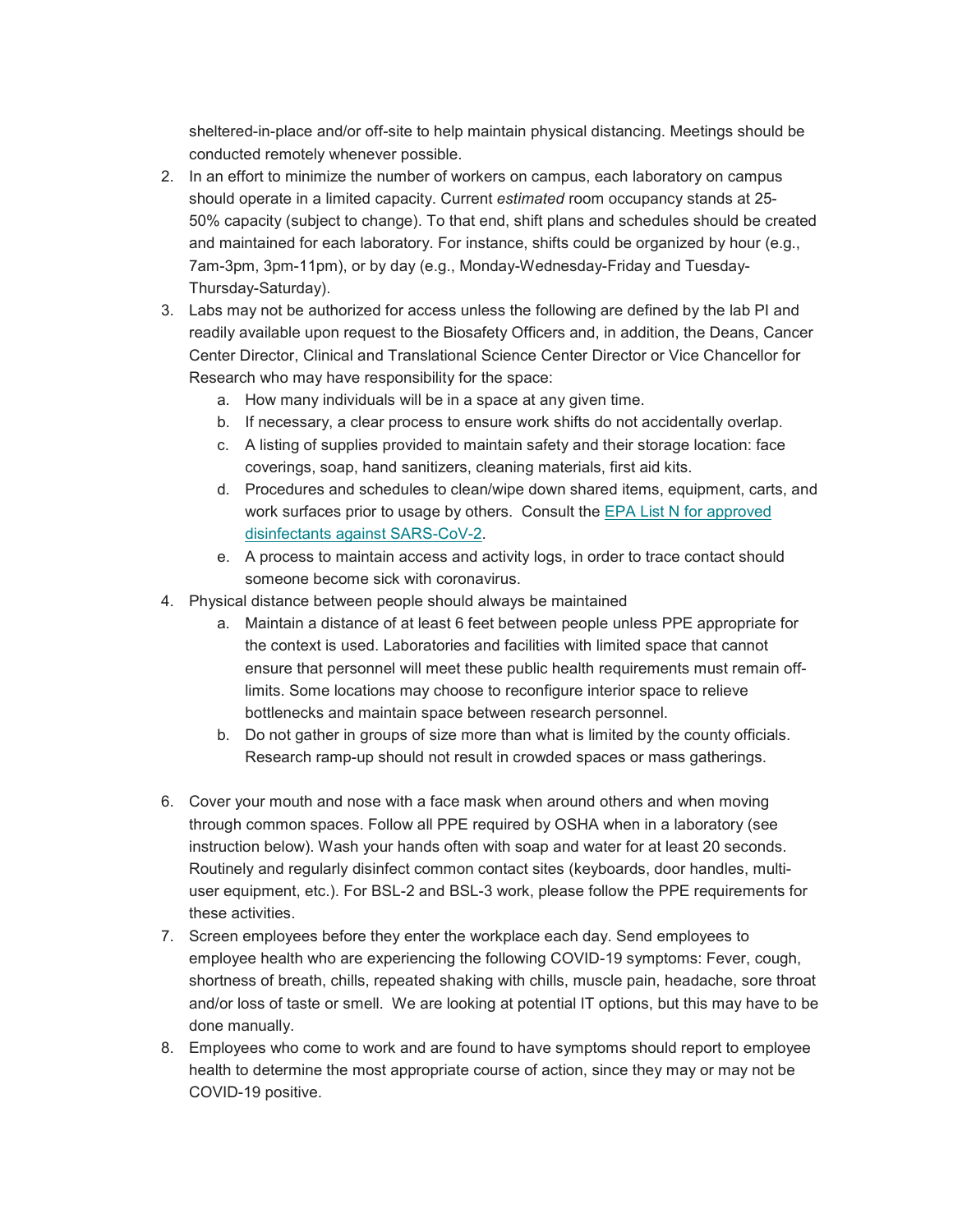sheltered-in-place and/or off-site to help maintain physical distancing. Meetings should be conducted remotely whenever possible.

2. In an effort to minimize the number of workers on campus, each laboratory on campus should operate in a limited capacity. Current *estimated* room occupancy stands at 25-50% capacity (subject to change). To that end, shift plans and schedules should be created and maintained for each laboratory. For instance, shifts could be organized by hour (e.g., 7am-3pm, 3pm-11pm), or by day (e.g., Monday-Wednesday-Friday and Tuesday-Thursday-Saturday).
3. Labs may not be authorized for access unless the following are defined by the lab PI and readily available upon request to the Biosafety Officers and, in addition, the Deans, Cancer Center Director, Clinical and Translational Science Center Director or Vice Chancellor for Research who may have responsibility for the space:
   a. How many individuals will be in a space at any given time.
   b. If necessary, a clear process to ensure work shifts do not accidentally overlap.
   c. A listing of supplies provided to maintain safety and their storage location: face coverings, soap, hand sanitizers, cleaning materials, first aid kits.
   d. Procedures and schedules to clean/wipe down shared items, equipment, carts, and work surfaces prior to usage by others. Consult the [EPA List N for approved disinfectants against SARS-CoV-2](#).
   e. A process to maintain access and activity logs, in order to trace contact should someone become sick with coronavirus.
4. Physical distance between people should always be maintained
   a. Maintain a distance of at least 6 feet between people unless PPE appropriate for the context is used. Laboratories and facilities with limited space that cannot ensure that personnel will meet these public health requirements must remain off-limits. Some locations may choose to reconfigure interior space to relieve bottlenecks and maintain space between research personnel.
   b. Do not gather in groups of size more than what is limited by the county officials. Research ramp-up should not result in crowded spaces or mass gatherings.

6. Cover your mouth and nose with a face mask when around others and when moving through common spaces. Follow all PPE required by OSHA when in a laboratory (see instruction below). Wash your hands often with soap and water for at least 20 seconds. Routinely and regularly disinfect common contact sites (keyboards, door handles, multi-user equipment, etc.). For BSL-2 and BSL-3 work, please follow the PPE requirements for these activities.
7. Screen employees before they enter the workplace each day. Send employees to employee health who are experiencing the following COVID-19 symptoms: Fever, cough, shortness of breath, chills, repeated shaking with chills, muscle pain, headache, sore throat and/or loss of taste or smell. We are looking at potential IT options, but this may have to be done manually.
8. Employees who come to work and are found to have symptoms should report to employee health to determine the most appropriate course of action, since they may or may not be COVID-19 positive.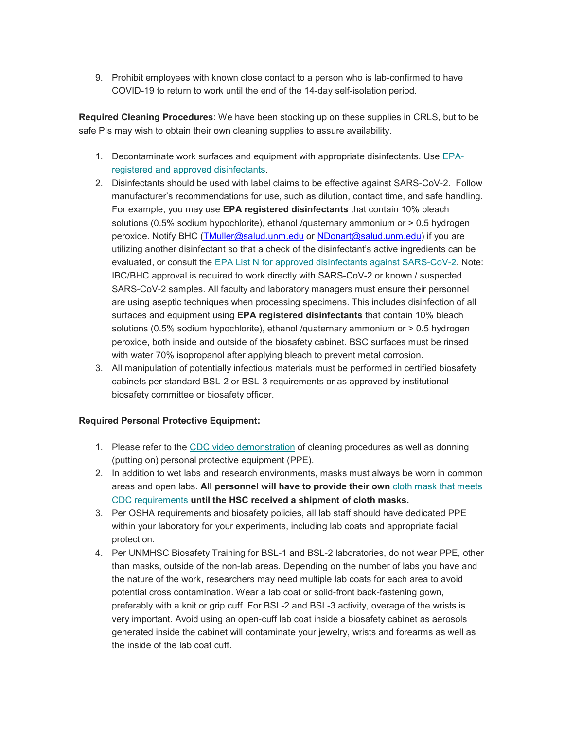9. Prohibit employees with known close contact to a person who is lab-confirmed to have COVID-19 to return to work until the end of the 14-day self-isolation period.

**Required Cleaning Procedures**: We have been stocking up on these supplies in CRLS, but to be safe PIs may wish to obtain their own cleaning supplies to assure availability.

1. Decontaminate work surfaces and equipment with appropriate disinfectants. Use EPA-registered and approved disinfectants.
2. Disinfectants should be used with label claims to be effective against SARS-CoV-2. Follow manufacturer's recommendations for use, such as dilution, contact time, and safe handling. For example, you may use **EPA registered disinfectants** that contain 10% bleach solutions (0.5% sodium hypochlorite), ethanol /quaternary ammonium or ≥ 0.5 hydrogen peroxide. Notify BHC (TMuller@salud.unm.edu or NDonart@salud.unm.edu) if you are utilizing another disinfectant so that a check of the disinfectant's active ingredients can be evaluated, or consult the EPA List N for approved disinfectants against SARS-CoV-2. Note: IBC/BHC approval is required to work directly with SARS-CoV-2 or known / suspected SARS-CoV-2 samples. All faculty and laboratory managers must ensure their personnel are using aseptic techniques when processing specimens. This includes disinfection of all surfaces and equipment using **EPA registered disinfectants** that contain 10% bleach solutions (0.5% sodium hypochlorite), ethanol /quaternary ammonium or ≥ 0.5 hydrogen peroxide, both inside and outside of the biosafety cabinet. BSC surfaces must be rinsed with water 70% isopropanol after applying bleach to prevent metal corrosion.
3. All manipulation of potentially infectious materials must be performed in certified biosafety cabinets per standard BSL-2 or BSL-3 requirements or as approved by institutional biosafety committee or biosafety officer.

**Required Personal Protective Equipment:**

1. Please refer to the CDC video demonstration of cleaning procedures as well as donning (putting on) personal protective equipment (PPE).
2. In addition to wet labs and research environments, masks must always be worn in common areas and open labs. **All personnel will have to provide their own** cloth mask that meets CDC requirements **until the HSC received a shipment of cloth masks.**
3. Per OSHA requirements and biosafety policies, all lab staff should have dedicated PPE within your laboratory for your experiments, including lab coats and appropriate facial protection.
4. Per UNMHSC Biosafety Training for BSL-1 and BSL-2 laboratories, do not wear PPE, other than masks, outside of the non-lab areas. Depending on the number of labs you have and the nature of the work, researchers may need multiple lab coats for each area to avoid potential cross contamination. Wear a lab coat or solid-front back-fastening gown, preferably with a knit or grip cuff. For BSL-2 and BSL-3 activity, overage of the wrists is very important. Avoid using an open-cuff lab coat inside a biosafety cabinet as aerosols generated inside the cabinet will contaminate your jewelry, wrists and forearms as well as the inside of the lab coat cuff.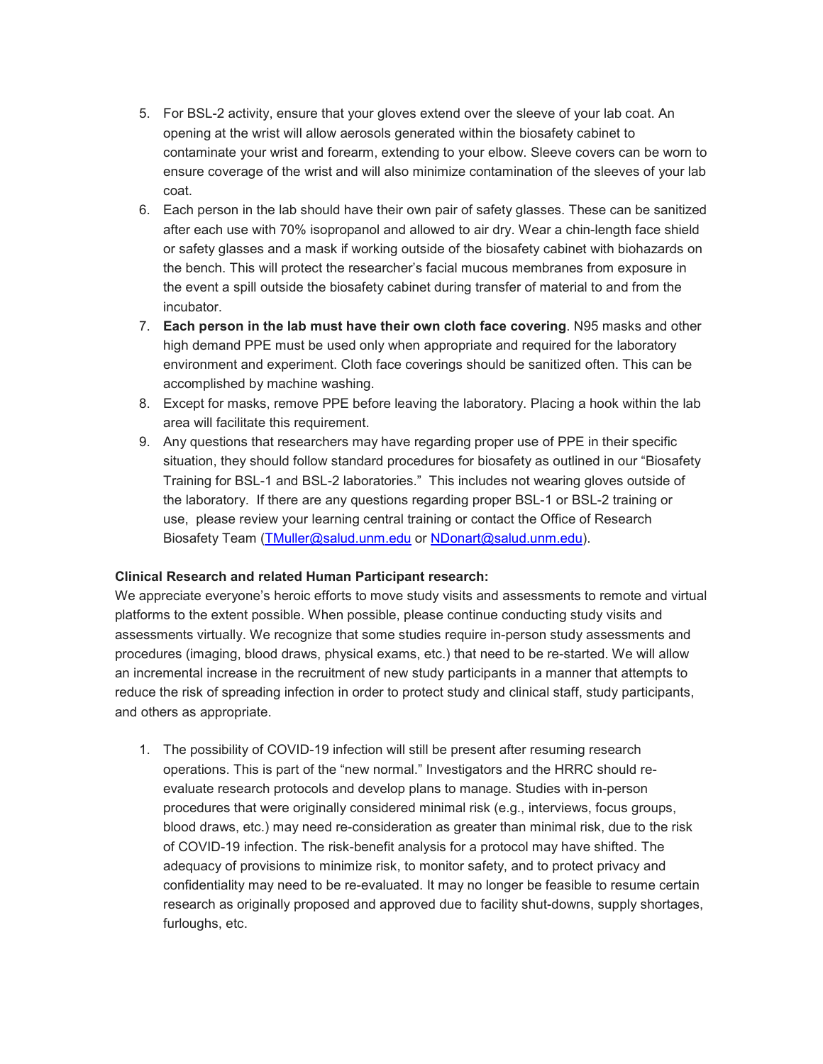5. For BSL-2 activity, ensure that your gloves extend over the sleeve of your lab coat. An opening at the wrist will allow aerosols generated within the biosafety cabinet to contaminate your wrist and forearm, extending to your elbow. Sleeve covers can be worn to ensure coverage of the wrist and will also minimize contamination of the sleeves of your lab coat.
6. Each person in the lab should have their own pair of safety glasses. These can be sanitized after each use with 70% isopropanol and allowed to air dry. Wear a chin-length face shield or safety glasses and a mask if working outside of the biosafety cabinet with biohazards on the bench. This will protect the researcher's facial mucous membranes from exposure in the event a spill outside the biosafety cabinet during transfer of material to and from the incubator.
7. **Each person in the lab must have their own cloth face covering**. N95 masks and other high demand PPE must be used only when appropriate and required for the laboratory environment and experiment. Cloth face coverings should be sanitized often. This can be accomplished by machine washing.
8. Except for masks, remove PPE before leaving the laboratory. Placing a hook within the lab area will facilitate this requirement.
9. Any questions that researchers may have regarding proper use of PPE in their specific situation, they should follow standard procedures for biosafety as outlined in our "Biosafety Training for BSL-1 and BSL-2 laboratories." This includes not wearing gloves outside of the laboratory. If there are any questions regarding proper BSL-1 or BSL-2 training or use, please review your learning central training or contact the Office of Research Biosafety Team (TMuller@salud.unm.edu or NDonart@salud.unm.edu).

**Clinical Research and related Human Participant research:**

We appreciate everyone's heroic efforts to move study visits and assessments to remote and virtual platforms to the extent possible. When possible, please continue conducting study visits and assessments virtually. We recognize that some studies require in-person study assessments and procedures (imaging, blood draws, physical exams, etc.) that need to be re-started. We will allow an incremental increase in the recruitment of new study participants in a manner that attempts to reduce the risk of spreading infection in order to protect study and clinical staff, study participants, and others as appropriate.

1. The possibility of COVID-19 infection will still be present after resuming research operations. This is part of the "new normal." Investigators and the HRRC should re-evaluate research protocols and develop plans to manage. Studies with in-person procedures that were originally considered minimal risk (e.g., interviews, focus groups, blood draws, etc.) may need re-consideration as greater than minimal risk, due to the risk of COVID-19 infection. The risk-benefit analysis for a protocol may have shifted. The adequacy of provisions to minimize risk, to monitor safety, and to protect privacy and confidentiality may need to be re-evaluated. It may no longer be feasible to resume certain research as originally proposed and approved due to facility shut-downs, supply shortages, furloughs, etc.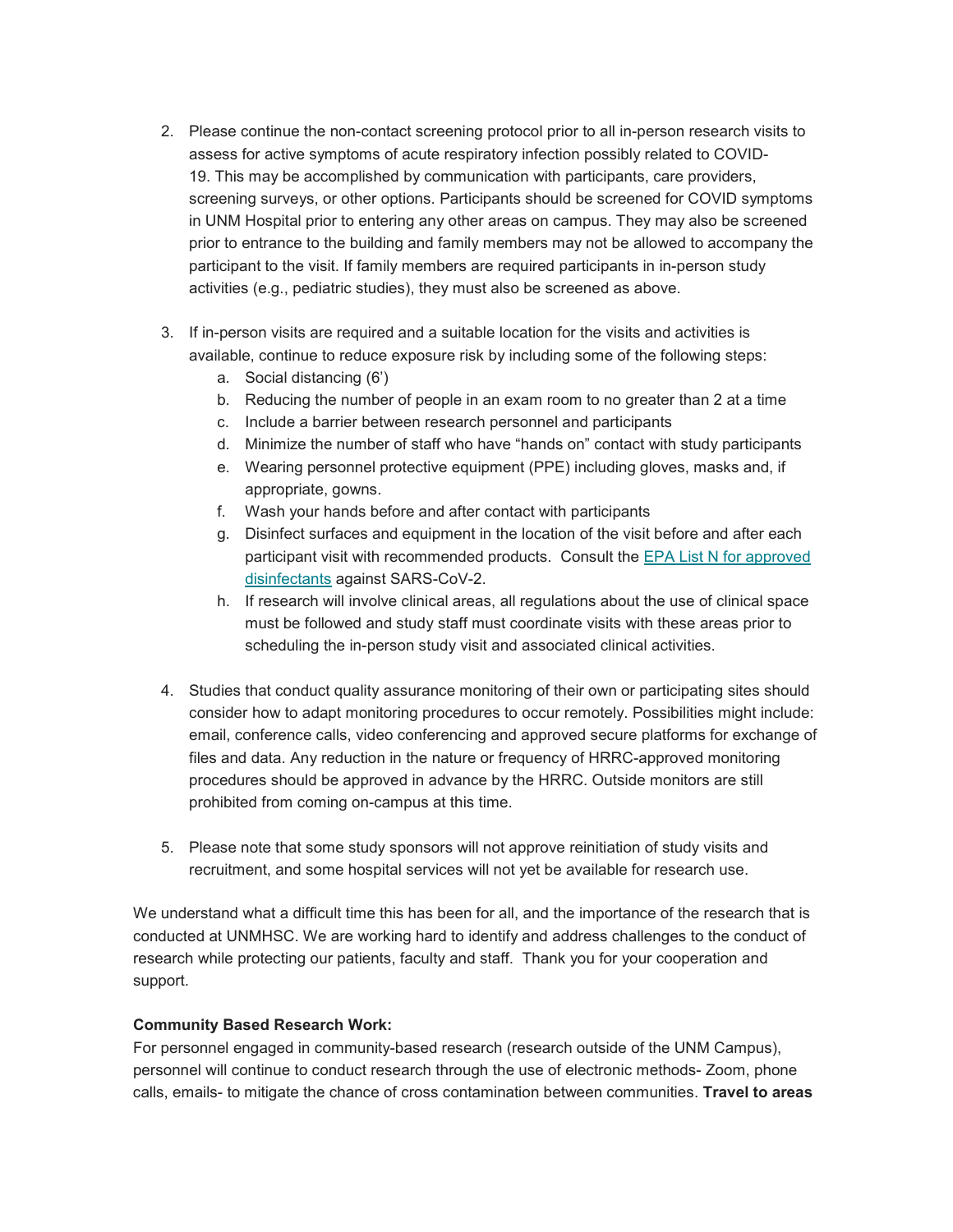2. Please continue the non-contact screening protocol prior to all in-person research visits to assess for active symptoms of acute respiratory infection possibly related to COVID-19. This may be accomplished by communication with participants, care providers, screening surveys, or other options. Participants should be screened for COVID symptoms in UNM Hospital prior to entering any other areas on campus. They may also be screened prior to entrance to the building and family members may not be allowed to accompany the participant to the visit. If family members are required participants in in-person study activities (e.g., pediatric studies), they must also be screened as above.

3. If in-person visits are required and a suitable location for the visits and activities is available, continue to reduce exposure risk by including some of the following steps:
   a. Social distancing (6')
   b. Reducing the number of people in an exam room to no greater than 2 at a time
   c. Include a barrier between research personnel and participants
   d. Minimize the number of staff who have "hands on" contact with study participants
   e. Wearing personnel protective equipment (PPE) including gloves, masks and, if appropriate, gowns.
   f. Wash your hands before and after contact with participants
   g. Disinfect surfaces and equipment in the location of the visit before and after each participant visit with recommended products. Consult the [EPA List N for approved disinfectants]() against SARS-CoV-2.
   h. If research will involve clinical areas, all regulations about the use of clinical space must be followed and study staff must coordinate visits with these areas prior to scheduling the in-person study visit and associated clinical activities.

4. Studies that conduct quality assurance monitoring of their own or participating sites should consider how to adapt monitoring procedures to occur remotely. Possibilities might include: email, conference calls, video conferencing and approved secure platforms for exchange of files and data. Any reduction in the nature or frequency of HRRC-approved monitoring procedures should be approved in advance by the HRRC. Outside monitors are still prohibited from coming on-campus at this time.

5. Please note that some study sponsors will not approve reinitiation of study visits and recruitment, and some hospital services will not yet be available for research use.

We understand what a difficult time this has been for all, and the importance of the research that is conducted at UNMHSC. We are working hard to identify and address challenges to the conduct of research while protecting our patients, faculty and staff. Thank you for your cooperation and support.

**Community Based Research Work:**
For personnel engaged in community-based research (research outside of the UNM Campus), personnel will continue to conduct research through the use of electronic methods- Zoom, phone calls, emails- to mitigate the chance of cross contamination between communities. **Travel to areas**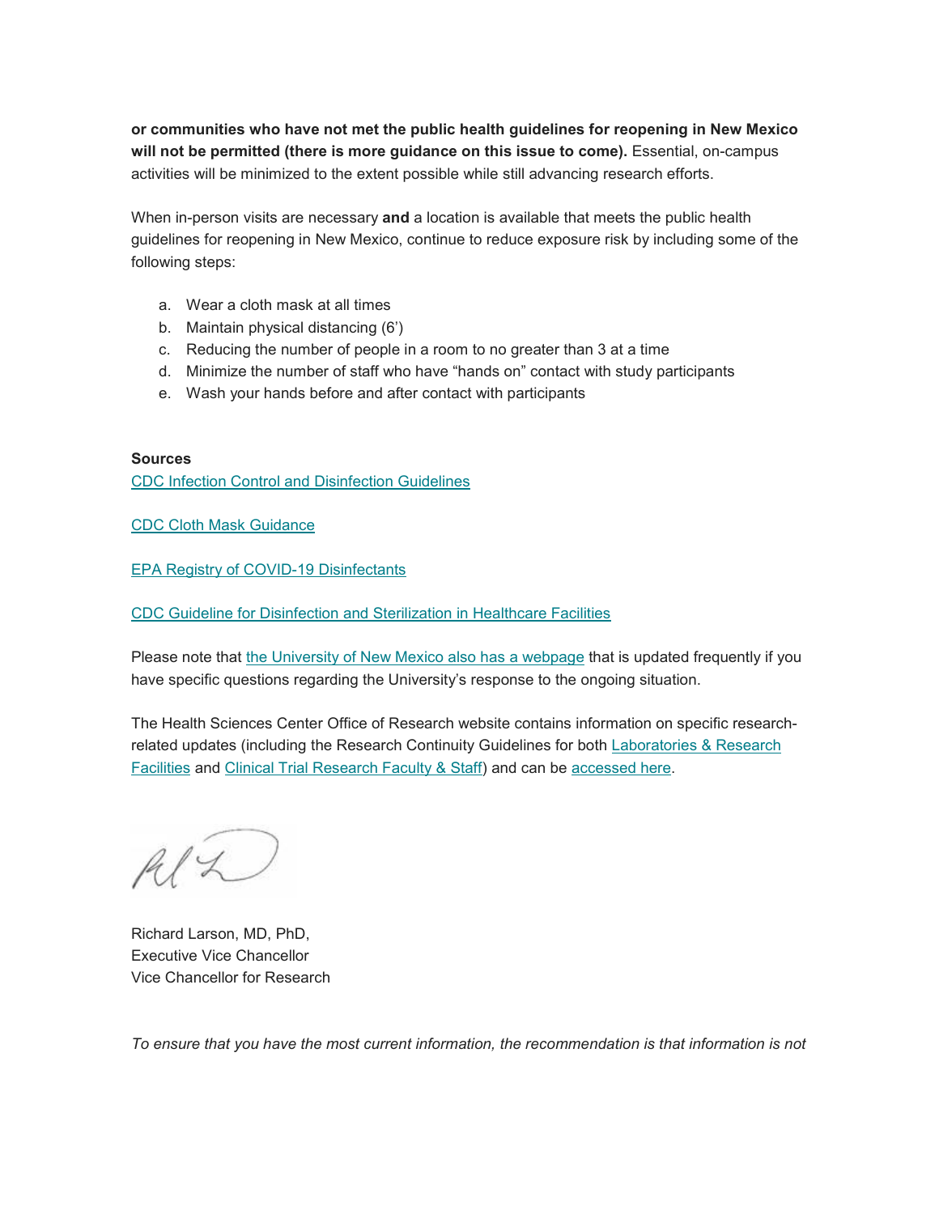**or communities who have not met the public health guidelines for reopening in New Mexico will not be permitted (there is more guidance on this issue to come).** Essential, on-campus activities will be minimized to the extent possible while still advancing research efforts.

When in-person visits are necessary **and** a location is available that meets the public health guidelines for reopening in New Mexico, continue to reduce exposure risk by including some of the following steps:

a. Wear a cloth mask at all times
b. Maintain physical distancing (6')
c. Reducing the number of people in a room to no greater than 3 at a time
d. Minimize the number of staff who have "hands on" contact with study participants
e. Wash your hands before and after contact with participants

**Sources**

CDC Infection Control and Disinfection Guidelines

CDC Cloth Mask Guidance

EPA Registry of COVID-19 Disinfectants

CDC Guideline for Disinfection and Sterilization in Healthcare Facilities

Please note that the University of New Mexico also has a webpage that is updated frequently if you have specific questions regarding the University's response to the ongoing situation.

The Health Sciences Center Office of Research website contains information on specific research-related updates (including the Research Continuity Guidelines for both Laboratories & Research Facilities and Clinical Trial Research Faculty & Staff) and can be accessed here.

Richard Larson, MD, PhD,
Executive Vice Chancellor
Vice Chancellor for Research

*To ensure that you have the most current information, the recommendation is that information is not*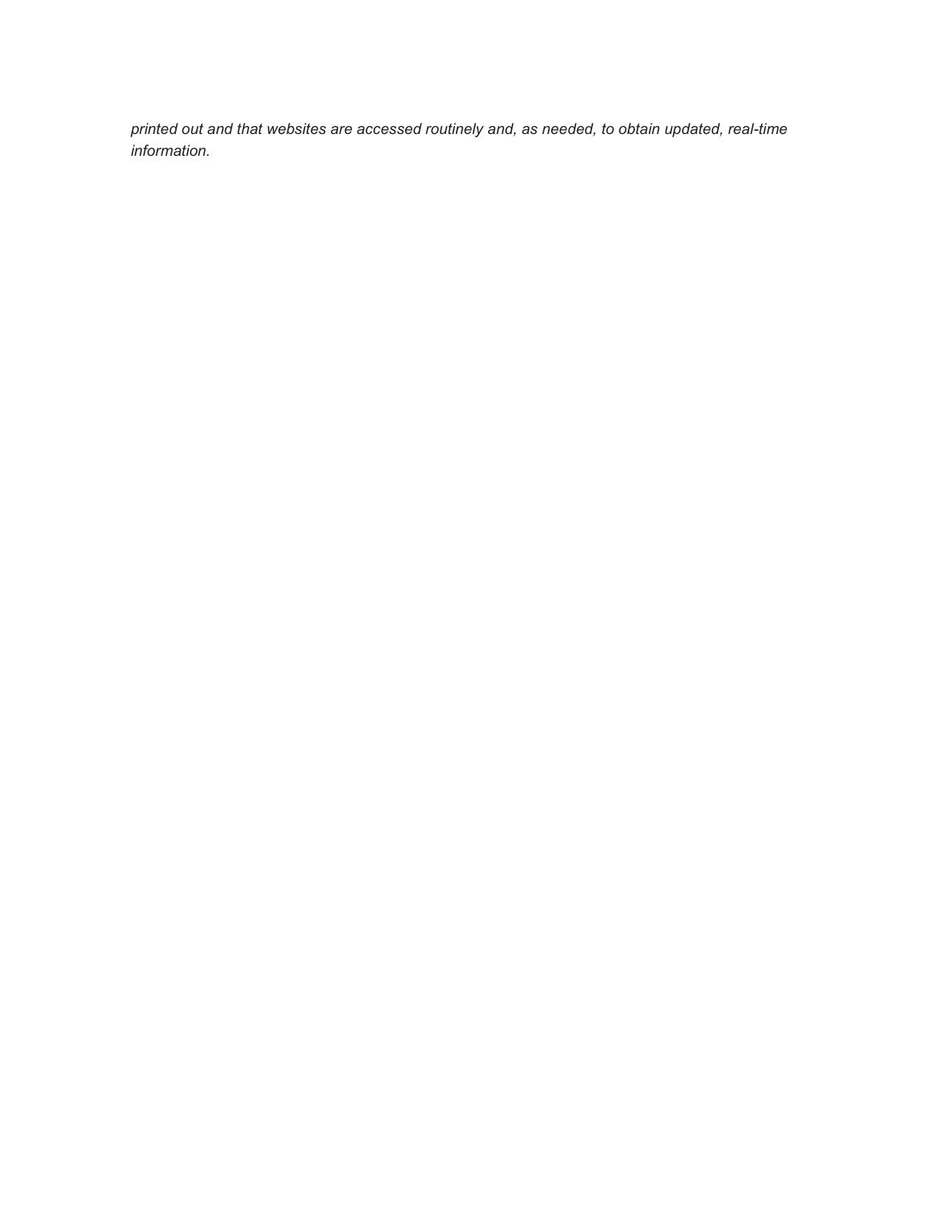*printed out and that websites are accessed routinely and, as needed, to obtain updated, real-time information.*